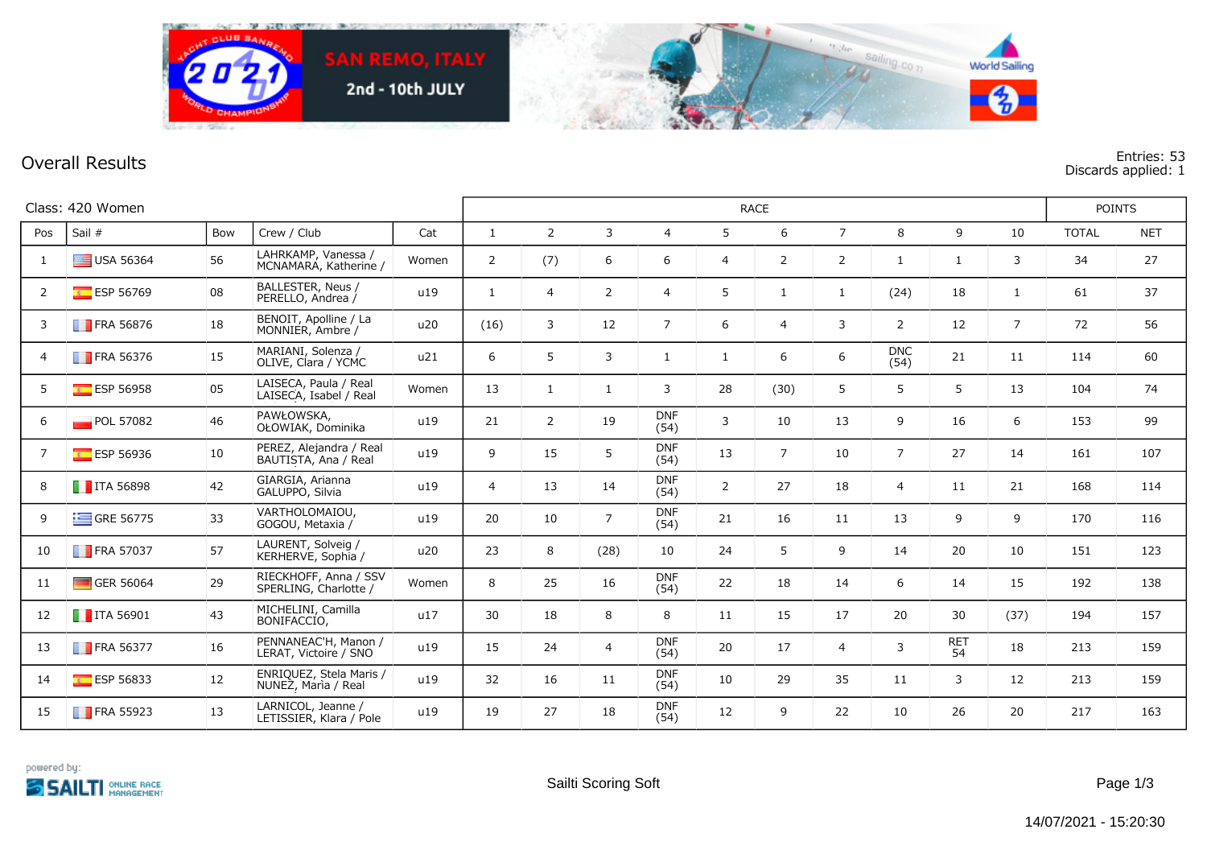SAN REMO, ITALY

2nd - 10th JULY

## Overall Results

Entries: 53
Discards applied: 1

Class: 420 Women

| Pos | Sail # | Bow | Crew / Club | Cat | RACE 1 | 2 | 3 | 4 | 5 | 6 | 7 | 8 | 9 | 10 | POINTS TOTAL | NET |
|---|---|---|---|---|---|---|---|---|---|---|---|---|---|---|---|---|
| 1 | USA 56364 | 56 | LAHRKAMP, Vanessa / MCNAMARA, Katherine / | Women | 2 | (7) | 6 | 6 | 4 | 2 | 2 | 1 | 1 | 3 | 34 | 27 |
| 2 | ESP 56769 | 08 | BALLESTER, Neus / PERELLO, Andrea / | u19 | 1 | 4 | 2 | 4 | 5 | 1 | 1 | (24) | 18 | 1 | 61 | 37 |
| 3 | FRA 56876 | 18 | BENOIT, Apolline / La MONNIER, Ambre / | u20 | (16) | 3 | 12 | 7 | 6 | 4 | 3 | 2 | 12 | 7 | 72 | 56 |
| 4 | FRA 56376 | 15 | MARIANI, Solenza / OLIVE, Clara / YCMC | u21 | 6 | 5 | 3 | 1 | 1 | 6 | 6 | DNC (54) | 21 | 11 | 114 | 60 |
| 5 | ESP 56958 | 05 | LAISECA, Paula / Real LAISECA, Isabel / Real | Women | 13 | 1 | 1 | 3 | 28 | (30) | 5 | 5 | 5 | 13 | 104 | 74 |
| 6 | POL 57082 | 46 | PAWŁOWSKA, OŁOWIAK, Dominika | u19 | 21 | 2 | 19 | DNF (54) | 3 | 10 | 13 | 9 | 16 | 6 | 153 | 99 |
| 7 | ESP 56936 | 10 | PEREZ, Alejandra / Real BAUTISTA, Ana / Real | u19 | 9 | 15 | 5 | DNF (54) | 13 | 7 | 10 | 7 | 27 | 14 | 161 | 107 |
| 8 | ITA 56898 | 42 | GIARGIA, Arianna GALUPPO, Silvia | u19 | 4 | 13 | 14 | DNF (54) | 2 | 27 | 18 | 4 | 11 | 21 | 168 | 114 |
| 9 | GRE 56775 | 33 | VARTHOLOMAIOU, GOGOU, Metaxia / | u19 | 20 | 10 | 7 | DNF (54) | 21 | 16 | 11 | 13 | 9 | 9 | 170 | 116 |
| 10 | FRA 57037 | 57 | LAURENT, Solveig / KERHERVE, Sophia / | u20 | 23 | 8 | (28) | 10 | 24 | 5 | 9 | 14 | 20 | 10 | 151 | 123 |
| 11 | GER 56064 | 29 | RIECKHOFF, Anna / SSV SPERLING, Charlotte / | Women | 8 | 25 | 16 | DNF (54) | 22 | 18 | 14 | 6 | 14 | 15 | 192 | 138 |
| 12 | ITA 56901 | 43 | MICHELINI, Camilla BONIFACCIO, | u17 | 30 | 18 | 8 | 8 | 11 | 15 | 17 | 20 | 30 | (37) | 194 | 157 |
| 13 | FRA 56377 | 16 | PENNANEAC'H, Manon / LERAT, Victoire / SNO | u19 | 15 | 24 | 4 | DNF (54) | 20 | 17 | 4 | 3 | RET 54 | 18 | 213 | 159 |
| 14 | ESP 56833 | 12 | ENRIQUEZ, Stela Maris / NUNEZ, Maria / Real | u19 | 32 | 16 | 11 | DNF (54) | 10 | 29 | 35 | 11 | 3 | 12 | 213 | 159 |
| 15 | FRA 55923 | 13 | LARNICOL, Jeanne / LETISSIER, Klara / Pole | u19 | 19 | 27 | 18 | DNF (54) | 12 | 9 | 22 | 10 | 26 | 20 | 217 | 163 |

powered by: SAILTI ONLINE RACE MANAGEMENT

Sailti Scoring Soft

14/07/2021 - 15:20:30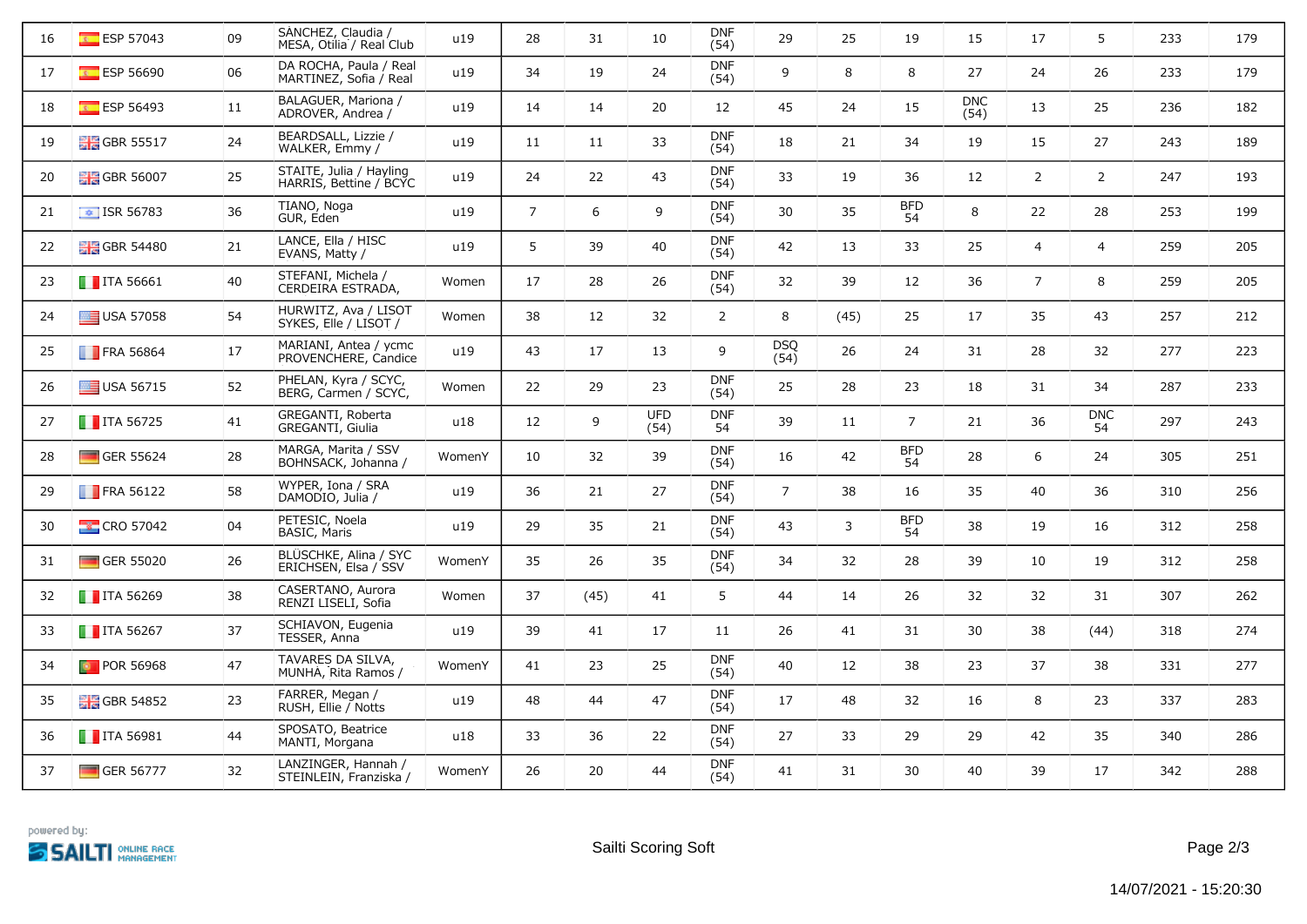| 16 | ESP 57043 | 09 | SANCHEZ, Claudia / MESA, Otilia / Real Club | u19 | 28 | 31 | 10 | DNF (54) | 29 | 25 | 19 | 15 | 17 | 5 | 233 | 179 |
|---|---|---|---|---|---|---|---|---|---|---|---|---|---|---|---|---|
| 17 | ESP 56690 | 06 | DA ROCHA, Paula / Real MARTINEZ, Sofia / Real | u19 | 34 | 19 | 24 | DNF (54) | 9 | 8 | 8 | 27 | 24 | 26 | 233 | 179 |
| 18 | ESP 56493 | 11 | BALAGUER, Mariona / ADROVER, Andrea / | u19 | 14 | 14 | 20 | 12 | 45 | 24 | 15 | DNC (54) | 13 | 25 | 236 | 182 |
| 19 | GBR 55517 | 24 | BEARDSALL, Lizzie / WALKER, Emmy / | u19 | 11 | 11 | 33 | DNF (54) | 18 | 21 | 34 | 19 | 15 | 27 | 243 | 189 |
| 20 | GBR 56007 | 25 | STAITE, Julia / Hayling HARRIS, Bettine / BCYC | u19 | 24 | 22 | 43 | DNF (54) | 33 | 19 | 36 | 12 | 2 | 2 | 247 | 193 |
| 21 | ISR 56783 | 36 | TIANO, Noga GUR, Eden | u19 | 7 | 6 | 9 | DNF (54) | 30 | 35 | BFD 54 | 8 | 22 | 28 | 253 | 199 |
| 22 | GBR 54480 | 21 | LANCE, Ella / HISC EVANS, Matty / | u19 | 5 | 39 | 40 | DNF (54) | 42 | 13 | 33 | 25 | 4 | 4 | 259 | 205 |
| 23 | ITA 56661 | 40 | STEFANI, Michela / CERDEIRA ESTRADA, | Women | 17 | 28 | 26 | DNF (54) | 32 | 39 | 12 | 36 | 7 | 8 | 259 | 205 |
| 24 | USA 57058 | 54 | HURWITZ, Ava / LISOT SYKES, Elle / LISOT / | Women | 38 | 12 | 32 | 2 | 8 | (45) | 25 | 17 | 35 | 43 | 257 | 212 |
| 25 | FRA 56864 | 17 | MARIANI, Antea / ycmc PROVENCHERE, Candice | u19 | 43 | 17 | 13 | 9 | DSQ (54) | 26 | 24 | 31 | 28 | 32 | 277 | 223 |
| 26 | USA 56715 | 52 | PHELAN, Kyra / SCYC, BERG, Carmen / SCYC, | Women | 22 | 29 | 23 | DNF (54) | 25 | 28 | 23 | 18 | 31 | 34 | 287 | 233 |
| 27 | ITA 56725 | 41 | GREGANTI, Roberta GREGANTI, Giulia | u18 | 12 | 9 | UFD (54) | DNF 54 | 39 | 11 | 7 | 21 | 36 | DNC 54 | 297 | 243 |
| 28 | GER 55624 | 28 | MARGA, Marita / SSV BOHNSACK, Johanna / | WomenY | 10 | 32 | 39 | DNF (54) | 16 | 42 | BFD 54 | 28 | 6 | 24 | 305 | 251 |
| 29 | FRA 56122 | 58 | WYPER, Iona / SRA DAMODIO, Julia / | u19 | 36 | 21 | 27 | DNF (54) | 7 | 38 | 16 | 35 | 40 | 36 | 310 | 256 |
| 30 | CRO 57042 | 04 | PETESIC, Noela BASIC, Maris | u19 | 29 | 35 | 21 | DNF (54) | 43 | 3 | BFD 54 | 38 | 19 | 16 | 312 | 258 |
| 31 | GER 55020 | 26 | BLÜSCHKE, Alina / SYC ERICHSEN, Elsa / SSV | WomenY | 35 | 26 | 35 | DNF (54) | 34 | 32 | 28 | 39 | 10 | 19 | 312 | 258 |
| 32 | ITA 56269 | 38 | CASERTANO, Aurora RENZI LISELI, Sofia | Women | 37 | (45) | 41 | 5 | 44 | 14 | 26 | 32 | 32 | 31 | 307 | 262 |
| 33 | ITA 56267 | 37 | SCHIAVON, Eugenia TESSER, Anna | u19 | 39 | 41 | 17 | 11 | 26 | 41 | 31 | 30 | 38 | (44) | 318 | 274 |
| 34 | POR 56968 | 47 | TAVARES DA SILVA, MUNHA, Rita Ramos / | WomenY | 41 | 23 | 25 | DNF (54) | 40 | 12 | 38 | 23 | 37 | 38 | 331 | 277 |
| 35 | GBR 54852 | 23 | FARRER, Megan / RUSH, Ellie / Notts | u19 | 48 | 44 | 47 | DNF (54) | 17 | 48 | 32 | 16 | 8 | 23 | 337 | 283 |
| 36 | ITA 56981 | 44 | SPOSATO, Beatrice MANTI, Morgana | u18 | 33 | 36 | 22 | DNF (54) | 27 | 33 | 29 | 29 | 42 | 35 | 340 | 286 |
| 37 | GER 56777 | 32 | LANZINGER, Hannah / STEINLEIN, Franziska / | WomenY | 26 | 20 | 44 | DNF (54) | 41 | 31 | 30 | 40 | 39 | 17 | 342 | 288 |

powered by: SAILTI ONLINE RACE MANAGEMENT

Sailti Scoring Soft

14/07/2021 - 15:20:30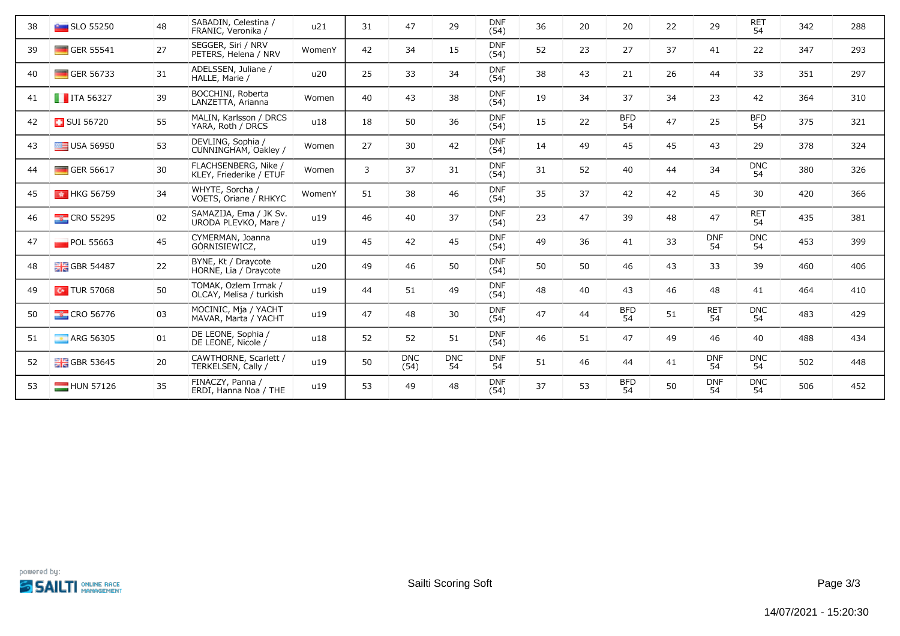| | | | | | | | | | | | | | | | | |
|---|---|---|---|---|---|---|---|---|---|---|---|---|---|---|---|---|
| 38 | SLO 55250 | 48 | SABADIN, Celestina / FRANIC, Veronika / | u21 | 31 | 47 | 29 | DNF (54) | 36 | 20 | 20 | 22 | 29 | RET 54 | 342 | 288 |
| 39 | GER 55541 | 27 | SEGGER, Siri / NRV PETERS, Helena / NRV | WomenY | 42 | 34 | 15 | DNF (54) | 52 | 23 | 27 | 37 | 41 | 22 | 347 | 293 |
| 40 | GER 56733 | 31 | ADELSSEN, Juliane / HALLE, Marie / | u20 | 25 | 33 | 34 | DNF (54) | 38 | 43 | 21 | 26 | 44 | 33 | 351 | 297 |
| 41 | ITA 56327 | 39 | BOCCHINI, Roberta LANZETTA, Arianna | Women | 40 | 43 | 38 | DNF (54) | 19 | 34 | 37 | 34 | 23 | 42 | 364 | 310 |
| 42 | SUI 56720 | 55 | MALIN, Karlsson / DRCS YARA, Roth / DRCS | u18 | 18 | 50 | 36 | DNF (54) | 15 | 22 | BFD 54 | 47 | 25 | BFD 54 | 375 | 321 |
| 43 | USA 56950 | 53 | DEVLING, Sophia / CUNNINGHAM, Oakley / | Women | 27 | 30 | 42 | DNF (54) | 14 | 49 | 45 | 45 | 43 | 29 | 378 | 324 |
| 44 | GER 56617 | 30 | FLACHSENBERG, Nike / KLEY, Friederike / ETUF | Women | 3 | 37 | 31 | DNF (54) | 31 | 52 | 40 | 44 | 34 | DNC 54 | 380 | 326 |
| 45 | HKG 56759 | 34 | WHYTE, Sorcha / VOETS, Oriane / RHKYC | WomenY | 51 | 38 | 46 | DNF (54) | 35 | 37 | 42 | 42 | 45 | 30 | 420 | 366 |
| 46 | CRO 55295 | 02 | SAMAZIJA, Ema / JK Sv. URODA PLEVKO, Mare / | u19 | 46 | 40 | 37 | DNF (54) | 23 | 47 | 39 | 48 | 47 | RET 54 | 435 | 381 |
| 47 | POL 55663 | 45 | CYMERMAN, Joanna GÓRNISIEWICZ, | u19 | 45 | 42 | 45 | DNF (54) | 49 | 36 | 41 | 33 | DNF 54 | DNC 54 | 453 | 399 |
| 48 | GBR 54487 | 22 | BYNE, Kt / Draycote HORNE, Lia / Draycote | u20 | 49 | 46 | 50 | DNF (54) | 50 | 50 | 46 | 43 | 33 | 39 | 460 | 406 |
| 49 | TUR 57068 | 50 | TOMAK, Ozlem Irmak / OLCAY, Melisa / turkish | u19 | 44 | 51 | 49 | DNF (54) | 48 | 40 | 43 | 46 | 48 | 41 | 464 | 410 |
| 50 | CRO 56776 | 03 | MOCINIC, Mja / YACHT MAVAR, Marta / YACHT | u19 | 47 | 48 | 30 | DNF (54) | 47 | 44 | BFD 54 | 51 | RET 54 | DNC 54 | 483 | 429 |
| 51 | ARG 56305 | 01 | DE LEONE, Sophia / DE LEONE, Nicole / | u18 | 52 | 52 | 51 | DNF (54) | 46 | 51 | 47 | 49 | 46 | 40 | 488 | 434 |
| 52 | GBR 53645 | 20 | CAWTHORNE, Scarlett / TERKELSEN, Cally / | u19 | 50 | DNC (54) | DNC 54 | DNF 54 | 51 | 46 | 44 | 41 | DNF 54 | DNC 54 | 502 | 448 |
| 53 | HUN 57126 | 35 | FINÁCZY, Panna / ERDI, Hanna Noa / THE | u19 | 53 | 49 | 48 | DNF (54) | 37 | 53 | BFD 54 | 50 | DNF 54 | DNC 54 | 506 | 452 |

powered by: SAILTI ONLINE RACE MANAGEMENT

Sailti Scoring Soft

14/07/2021 - 15:20:30